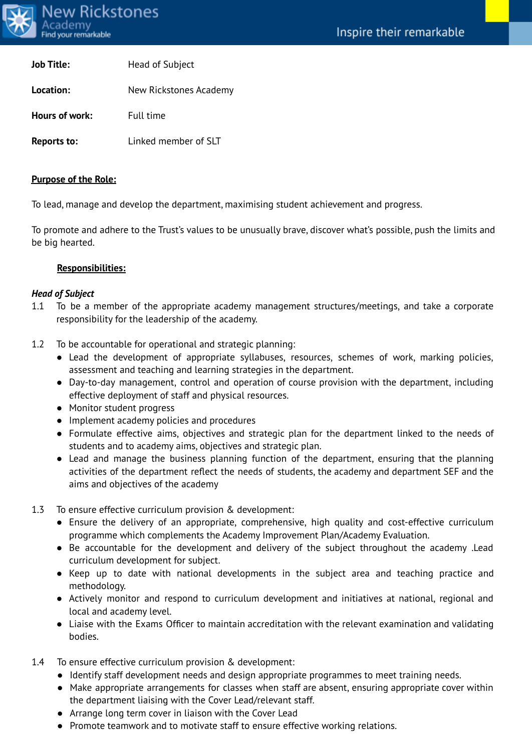**Job Title:** Head of Subject

**Location:** New Rickstones Academy

**Hours of work:** Full time

**Reports to:** Linked member of SLT

## Purpose of the Role:

To lead, manage and develop the department, maximising student achievement and progress.

To promote and adhere to the Trust's values to be unusually brave, discover what's possible, push the limits and be big hearted.

## Responsibilities:

***Head of Subject***

1.1 To be a member of the appropriate academy management structures/meetings, and take a corporate responsibility for the leadership of the academy.

1.2 To be accountable for operational and strategic planning:

- Lead the development of appropriate syllabuses, resources, schemes of work, marking policies, assessment and teaching and learning strategies in the department.
- Day-to-day management, control and operation of course provision with the department, including effective deployment of staff and physical resources.
- Monitor student progress
- Implement academy policies and procedures
- Formulate effective aims, objectives and strategic plan for the department linked to the needs of students and to academy aims, objectives and strategic plan.
- Lead and manage the business planning function of the department, ensuring that the planning activities of the department reflect the needs of students, the academy and department SEF and the aims and objectives of the academy

1.3 To ensure effective curriculum provision & development:

- Ensure the delivery of an appropriate, comprehensive, high quality and cost-effective curriculum programme which complements the Academy Improvement Plan/Academy Evaluation.
- Be accountable for the development and delivery of the subject throughout the academy .Lead curriculum development for subject.
- Keep up to date with national developments in the subject area and teaching practice and methodology.
- Actively monitor and respond to curriculum development and initiatives at national, regional and local and academy level.
- Liaise with the Exams Officer to maintain accreditation with the relevant examination and validating bodies.

1.4 To ensure effective curriculum provision & development:

- Identify staff development needs and design appropriate programmes to meet training needs.
- Make appropriate arrangements for classes when staff are absent, ensuring appropriate cover within the department liaising with the Cover Lead/relevant staff.
- Arrange long term cover in liaison with the Cover Lead
- Promote teamwork and to motivate staff to ensure effective working relations.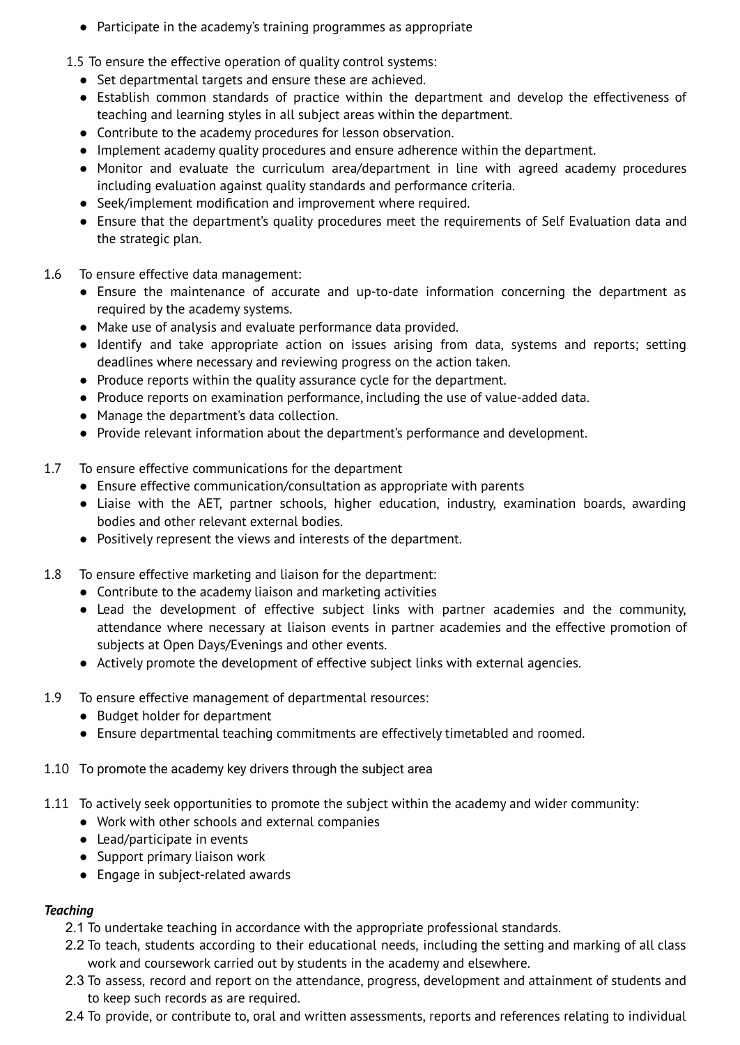- Participate in the academy's training programmes as appropriate

1.5 To ensure the effective operation of quality control systems:
- Set departmental targets and ensure these are achieved.
- Establish common standards of practice within the department and develop the effectiveness of teaching and learning styles in all subject areas within the department.
- Contribute to the academy procedures for lesson observation.
- Implement academy quality procedures and ensure adherence within the department.
- Monitor and evaluate the curriculum area/department in line with agreed academy procedures including evaluation against quality standards and performance criteria.
- Seek/implement modification and improvement where required.
- Ensure that the department's quality procedures meet the requirements of Self Evaluation data and the strategic plan.

1.6 To ensure effective data management:
- Ensure the maintenance of accurate and up-to-date information concerning the department as required by the academy systems.
- Make use of analysis and evaluate performance data provided.
- Identify and take appropriate action on issues arising from data, systems and reports; setting deadlines where necessary and reviewing progress on the action taken.
- Produce reports within the quality assurance cycle for the department.
- Produce reports on examination performance, including the use of value-added data.
- Manage the department's data collection.
- Provide relevant information about the department's performance and development.

1.7 To ensure effective communications for the department
- Ensure effective communication/consultation as appropriate with parents
- Liaise with the AET, partner schools, higher education, industry, examination boards, awarding bodies and other relevant external bodies.
- Positively represent the views and interests of the department.

1.8 To ensure effective marketing and liaison for the department:
- Contribute to the academy liaison and marketing activities
- Lead the development of effective subject links with partner academies and the community, attendance where necessary at liaison events in partner academies and the effective promotion of subjects at Open Days/Evenings and other events.
- Actively promote the development of effective subject links with external agencies.

1.9 To ensure effective management of departmental resources:
- Budget holder for department
- Ensure departmental teaching commitments are effectively timetabled and roomed.

1.10 To promote the academy key drivers through the subject area

1.11 To actively seek opportunities to promote the subject within the academy and wider community:
- Work with other schools and external companies
- Lead/participate in events
- Support primary liaison work
- Engage in subject-related awards

***Teaching***

2.1 To undertake teaching in accordance with the appropriate professional standards.

2.2 To teach, students according to their educational needs, including the setting and marking of all class work and coursework carried out by students in the academy and elsewhere.

2.3 To assess, record and report on the attendance, progress, development and attainment of students and to keep such records as are required.

2.4 To provide, or contribute to, oral and written assessments, reports and references relating to individual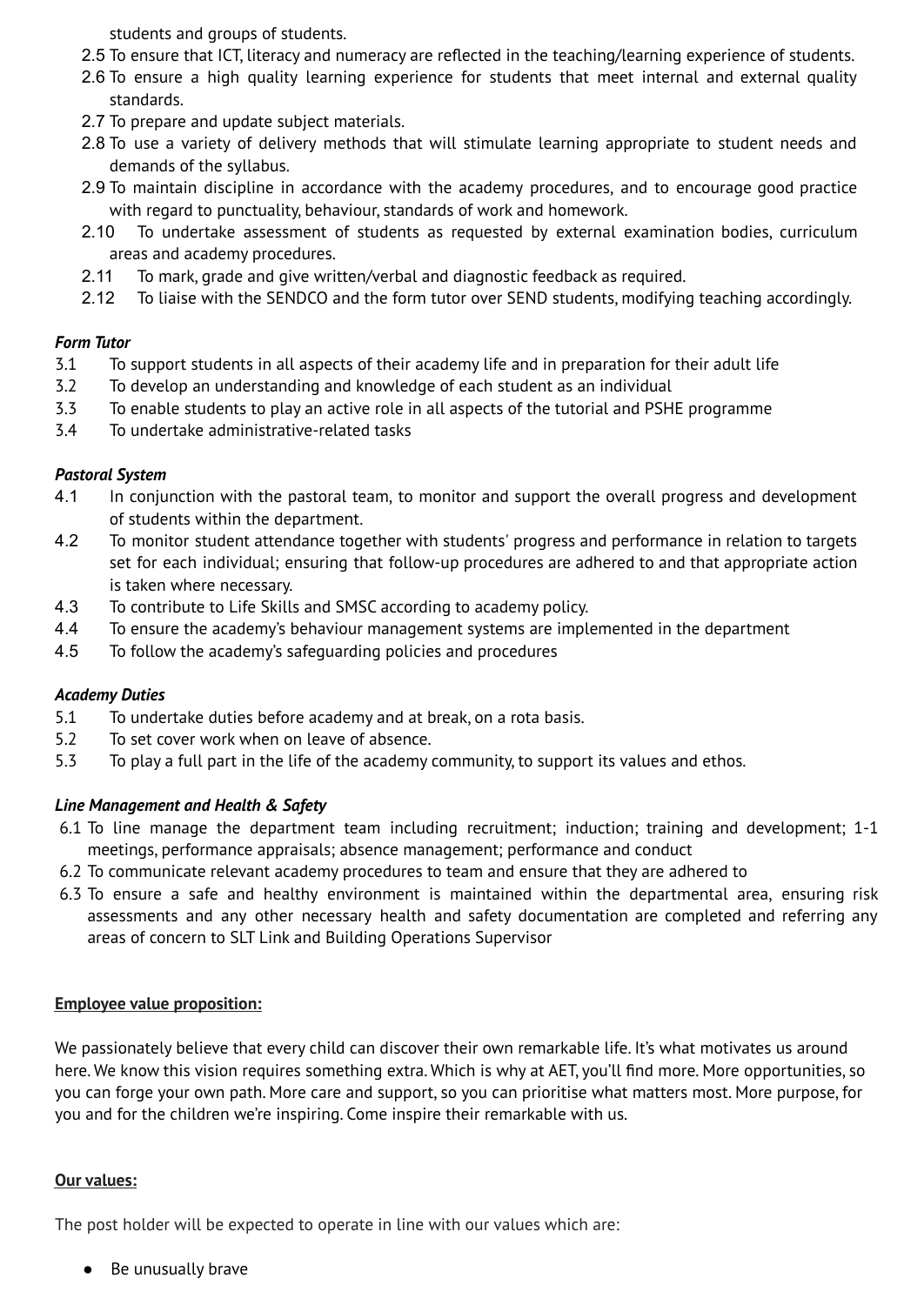students and groups of students.

2.5 To ensure that ICT, literacy and numeracy are reflected in the teaching/learning experience of students.
2.6 To ensure a high quality learning experience for students that meet internal and external quality standards.
2.7 To prepare and update subject materials.
2.8 To use a variety of delivery methods that will stimulate learning appropriate to student needs and demands of the syllabus.
2.9 To maintain discipline in accordance with the academy procedures, and to encourage good practice with regard to punctuality, behaviour, standards of work and homework.
2.10 To undertake assessment of students as requested by external examination bodies, curriculum areas and academy procedures.
2.11 To mark, grade and give written/verbal and diagnostic feedback as required.
2.12 To liaise with the SENDCO and the form tutor over SEND students, modifying teaching accordingly.

***Form Tutor***

3.1 To support students in all aspects of their academy life and in preparation for their adult life
3.2 To develop an understanding and knowledge of each student as an individual
3.3 To enable students to play an active role in all aspects of the tutorial and PSHE programme
3.4 To undertake administrative-related tasks

***Pastoral System***

4.1 In conjunction with the pastoral team, to monitor and support the overall progress and development of students within the department.
4.2 To monitor student attendance together with students' progress and performance in relation to targets set for each individual; ensuring that follow-up procedures are adhered to and that appropriate action is taken where necessary.
4.3 To contribute to Life Skills and SMSC according to academy policy.
4.4 To ensure the academy's behaviour management systems are implemented in the department
4.5 To follow the academy's safeguarding policies and procedures

***Academy Duties***

5.1 To undertake duties before academy and at break, on a rota basis.
5.2 To set cover work when on leave of absence.
5.3 To play a full part in the life of the academy community, to support its values and ethos.

***Line Management and Health & Safety***

6.1 To line manage the department team including recruitment; induction; training and development; 1-1 meetings, performance appraisals; absence management; performance and conduct
6.2 To communicate relevant academy procedures to team and ensure that they are adhered to
6.3 To ensure a safe and healthy environment is maintained within the departmental area, ensuring risk assessments and any other necessary health and safety documentation are completed and referring any areas of concern to SLT Link and Building Operations Supervisor

**Employee value proposition:**

We passionately believe that every child can discover their own remarkable life. It's what motivates us around here. We know this vision requires something extra. Which is why at AET, you'll find more. More opportunities, so you can forge your own path. More care and support, so you can prioritise what matters most. More purpose, for you and for the children we're inspiring. Come inspire their remarkable with us.

**Our values:**

The post holder will be expected to operate in line with our values which are:

- Be unusually brave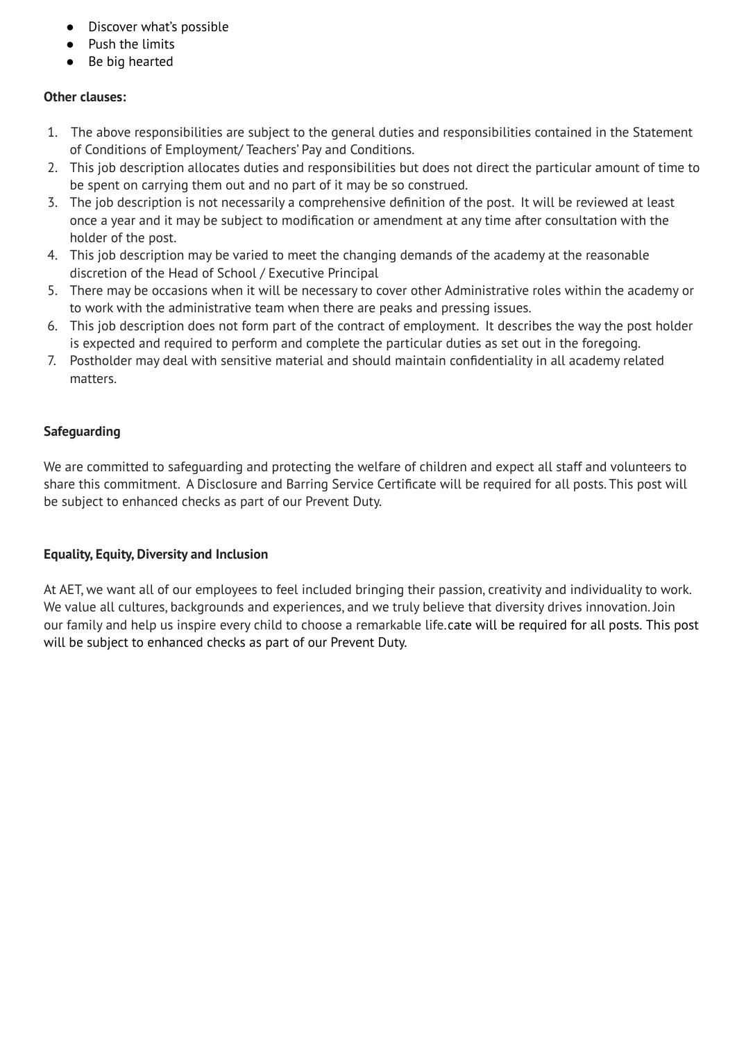- Discover what's possible
- Push the limits
- Be big hearted

**Other clauses:**

1. The above responsibilities are subject to the general duties and responsibilities contained in the Statement of Conditions of Employment/ Teachers' Pay and Conditions.
2. This job description allocates duties and responsibilities but does not direct the particular amount of time to be spent on carrying them out and no part of it may be so construed.
3. The job description is not necessarily a comprehensive definition of the post. It will be reviewed at least once a year and it may be subject to modification or amendment at any time after consultation with the holder of the post.
4. This job description may be varied to meet the changing demands of the academy at the reasonable discretion of the Head of School / Executive Principal
5. There may be occasions when it will be necessary to cover other Administrative roles within the academy or to work with the administrative team when there are peaks and pressing issues.
6. This job description does not form part of the contract of employment. It describes the way the post holder is expected and required to perform and complete the particular duties as set out in the foregoing.
7. Postholder may deal with sensitive material and should maintain confidentiality in all academy related matters.

**Safeguarding**

We are committed to safeguarding and protecting the welfare of children and expect all staff and volunteers to share this commitment. A Disclosure and Barring Service Certificate will be required for all posts. This post will be subject to enhanced checks as part of our Prevent Duty.

**Equality, Equity, Diversity and Inclusion**

At AET, we want all of our employees to feel included bringing their passion, creativity and individuality to work. We value all cultures, backgrounds and experiences, and we truly believe that diversity drives innovation. Join our family and help us inspire every child to choose a remarkable life.cate will be required for all posts. This post will be subject to enhanced checks as part of our Prevent Duty.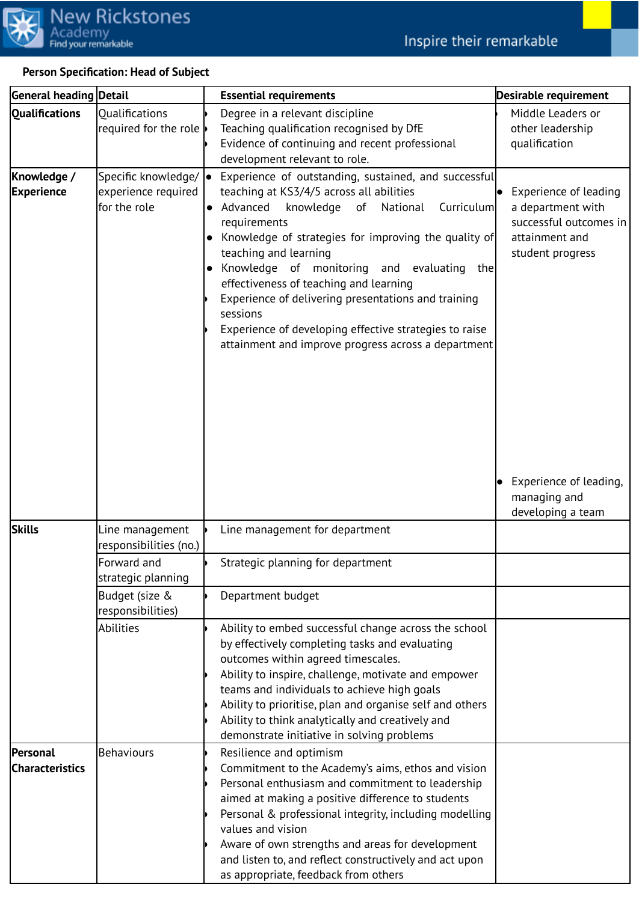**Person Specification: Head of Subject**

| General heading | Detail | Essential requirements | Desirable requirement |
|---|---|---|---|
| **Qualifications** | Qualifications required for the role | • Degree in a relevant discipline<br>• Teaching qualification recognised by DfE<br>• Evidence of continuing and recent professional development relevant to role. | • Middle Leaders or other leadership qualification |
| **Knowledge / Experience** | Specific knowledge/ experience required for the role | • Experience of outstanding, sustained, and successful teaching at KS3/4/5 across all abilities<br>• Advanced knowledge of National Curriculum requirements<br>• Knowledge of strategies for improving the quality of teaching and learning<br>• Knowledge of monitoring and evaluating the effectiveness of teaching and learning<br>• Experience of delivering presentations and training sessions<br>• Experience of developing effective strategies to raise attainment and improve progress across a department | • Experience of leading a department with successful outcomes in attainment and student progress<br>• Experience of leading, managing and developing a team |
| **Skills** | Line management responsibilities (no.) | • Line management for department | |
| | Forward and strategic planning | • Strategic planning for department | |
| | Budget (size & responsibilities) | • Department budget | |
| | Abilities | • Ability to embed successful change across the school by effectively completing tasks and evaluating outcomes within agreed timescales.<br>• Ability to inspire, challenge, motivate and empower teams and individuals to achieve high goals<br>• Ability to prioritise, plan and organise self and others<br>• Ability to think analytically and creatively and demonstrate initiative in solving problems | |
| **Personal Characteristics** | Behaviours | • Resilience and optimism<br>• Commitment to the Academy's aims, ethos and vision<br>• Personal enthusiasm and commitment to leadership aimed at making a positive difference to students<br>• Personal & professional integrity, including modelling values and vision<br>• Aware of own strengths and areas for development and listen to, and reflect constructively and act upon as appropriate, feedback from others | |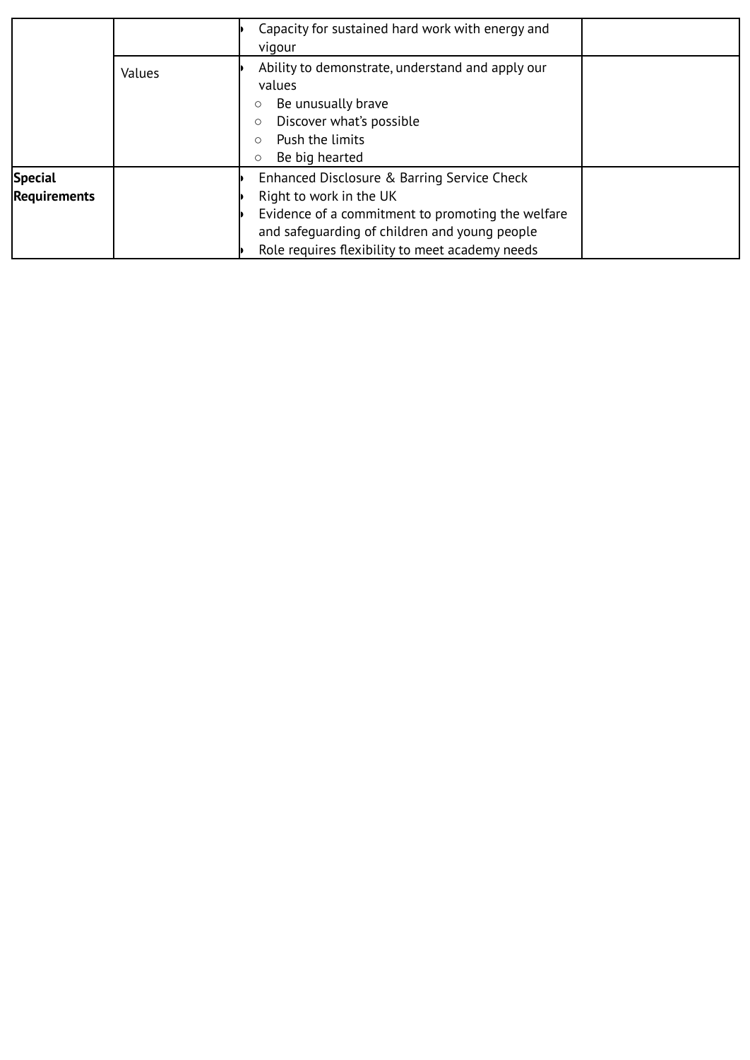| | | | |
|---|---|---|---|
| | | • Capacity for sustained hard work with energy and vigour | |
| | Values | • Ability to demonstrate, understand and apply our values<br>○ Be unusually brave<br>○ Discover what's possible<br>○ Push the limits<br>○ Be big hearted | |
| **Special Requirements** | | • Enhanced Disclosure & Barring Service Check<br>• Right to work in the UK<br>• Evidence of a commitment to promoting the welfare and safeguarding of children and young people<br>• Role requires flexibility to meet academy needs | |